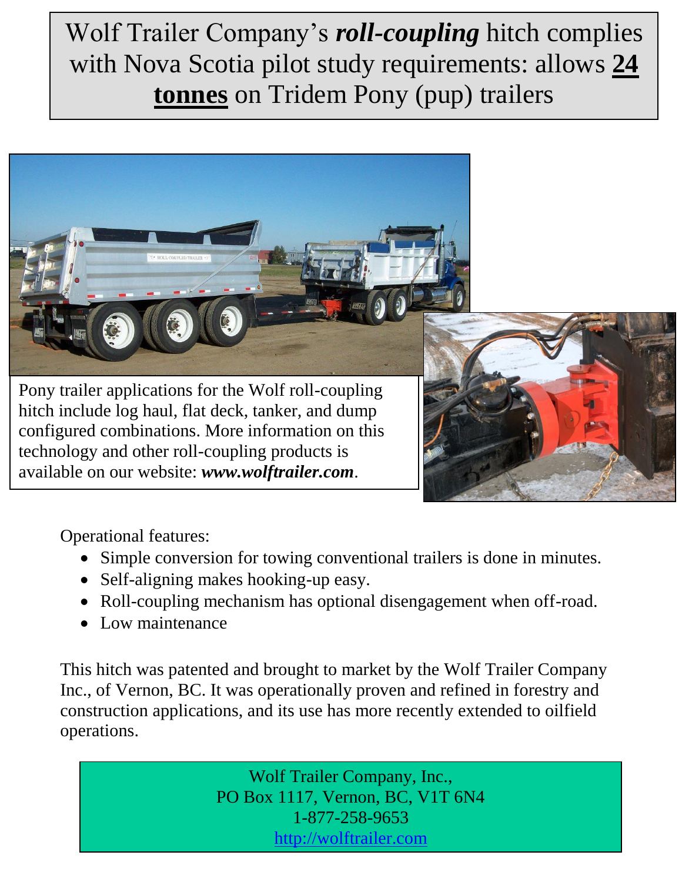# Wolf Trailer Company's ***roll-coupling*** hitch complies with Nova Scotia pilot study requirements: allows **24 tonnes** on Tridem Pony (pup) trailers

Pony trailer applications for the Wolf roll-coupling hitch include log haul, flat deck, tanker, and dump configured combinations. More information on this technology and other roll-coupling products is available on our website: ***www.wolftrailer.com***.

Operational features:

- Simple conversion for towing conventional trailers is done in minutes.
- Self-aligning makes hooking-up easy.
- Roll-coupling mechanism has optional disengagement when off-road.
- Low maintenance

This hitch was patented and brought to market by the Wolf Trailer Company Inc., of Vernon, BC. It was operationally proven and refined in forestry and construction applications, and its use has more recently extended to oilfield operations.

Wolf Trailer Company, Inc.,
PO Box 1117, Vernon, BC, V1T 6N4
1-877-258-9653
http://wolftrailer.com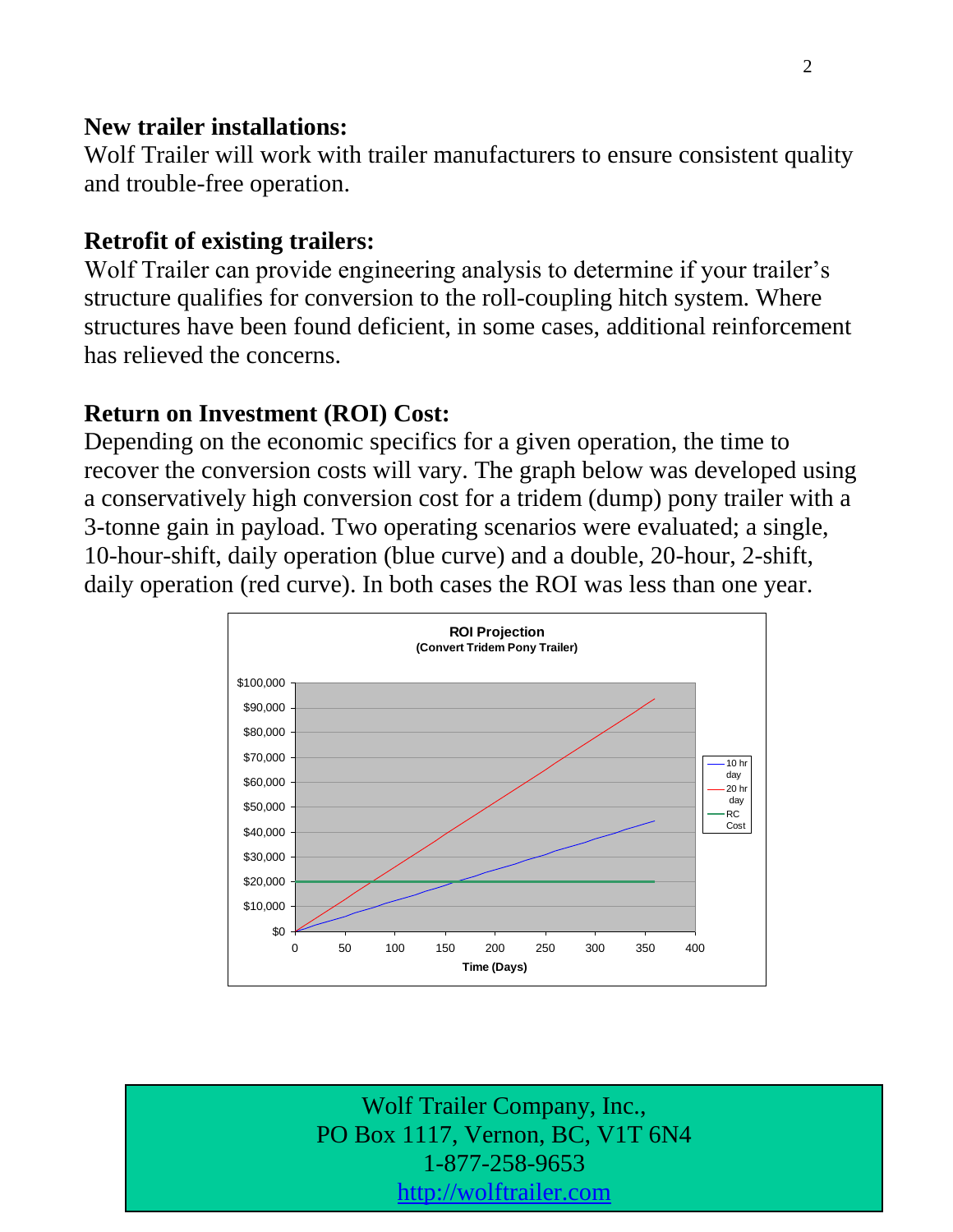## New trailer installations:

Wolf Trailer will work with trailer manufacturers to ensure consistent quality and trouble-free operation.

## Retrofit of existing trailers:

Wolf Trailer can provide engineering analysis to determine if your trailer's structure qualifies for conversion to the roll-coupling hitch system. Where structures have been found deficient, in some cases, additional reinforcement has relieved the concerns.

## Return on Investment (ROI) Cost:

Depending on the economic specifics for a given operation, the time to recover the conversion costs will vary. The graph below was developed using a conservatively high conversion cost for a tridem (dump) pony trailer with a 3-tonne gain in payload. Two operating scenarios were evaluated; a single, 10-hour-shift, daily operation (blue curve) and a double, 20-hour, 2-shift, daily operation (red curve). In both cases the ROI was less than one year.

**ROI Projection**
**(Convert Tridem Pony Trailer)**

$100,000
$90,000
$80,000
$70,000
$60,000
$50,000
$40,000
$30,000
$20,000
$10,000
$0

0 50 100 150 200 250 300 350 400

Time (Days)

10 hr day
20 hr day
RC Cost

Wolf Trailer Company, Inc.,
PO Box 1117, Vernon, BC, V1T 6N4
1-877-258-9653
[http://wolftrailer.com](http://wolftrailer.com)